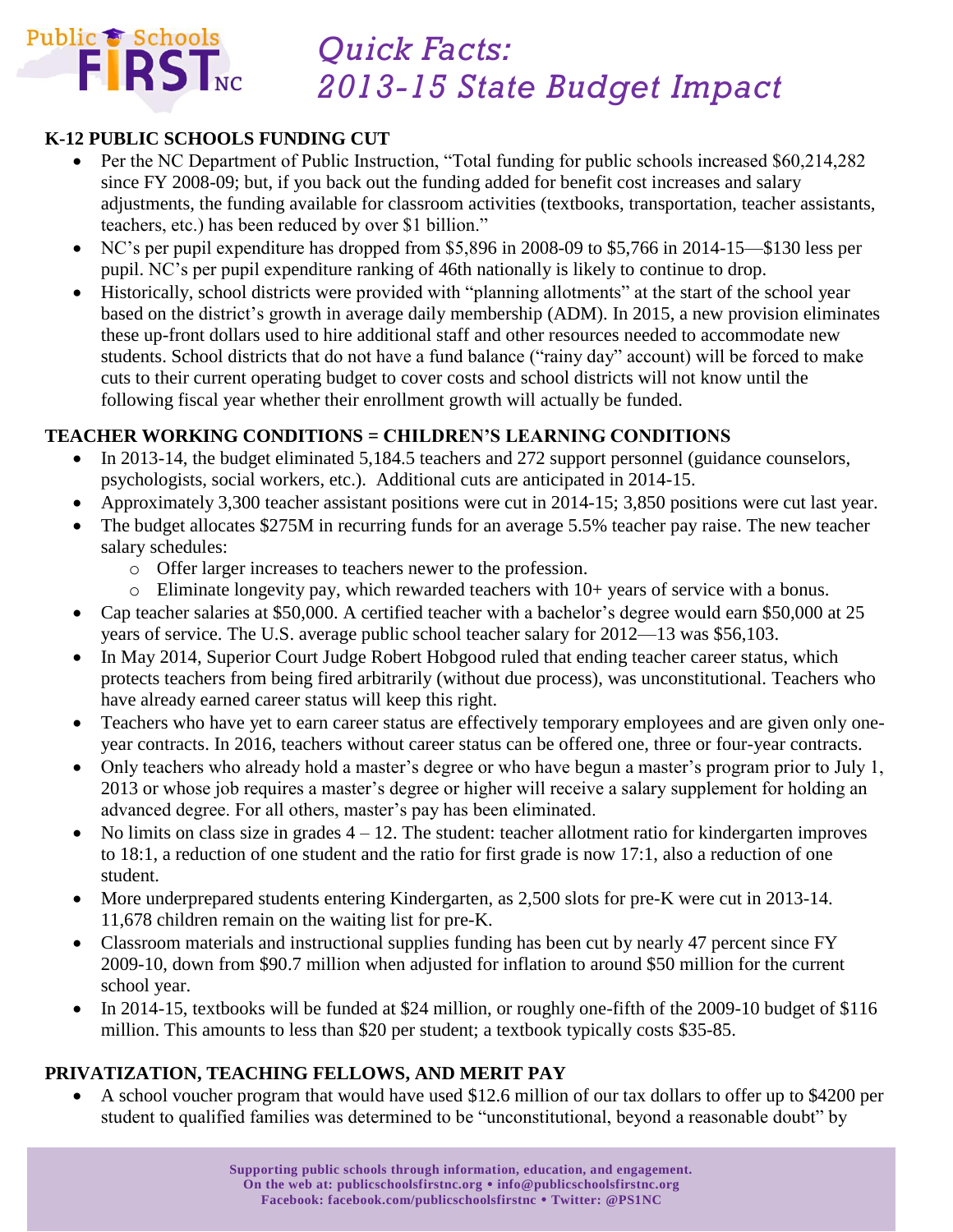# Quick Facts: 2013-15 State Budget Impact

## K-12 PUBLIC SCHOOLS FUNDING CUT

- Per the NC Department of Public Instruction, "Total funding for public schools increased $60,214,282 since FY 2008-09; but, if you back out the funding added for benefit cost increases and salary adjustments, the funding available for classroom activities (textbooks, transportation, teacher assistants, teachers, etc.) has been reduced by over $1 billion."
- NC's per pupil expenditure has dropped from $5,896 in 2008-09 to $5,766 in 2014-15—$130 less per pupil. NC's per pupil expenditure ranking of 46th nationally is likely to continue to drop.
- Historically, school districts were provided with "planning allotments" at the start of the school year based on the district's growth in average daily membership (ADM). In 2015, a new provision eliminates these up-front dollars used to hire additional staff and other resources needed to accommodate new students. School districts that do not have a fund balance ("rainy day" account) will be forced to make cuts to their current operating budget to cover costs and school districts will not know until the following fiscal year whether their enrollment growth will actually be funded.

## TEACHER WORKING CONDITIONS = CHILDREN'S LEARNING CONDITIONS

- In 2013-14, the budget eliminated 5,184.5 teachers and 272 support personnel (guidance counselors, psychologists, social workers, etc.). Additional cuts are anticipated in 2014-15.
- Approximately 3,300 teacher assistant positions were cut in 2014-15; 3,850 positions were cut last year.
- The budget allocates $275M in recurring funds for an average 5.5% teacher pay raise. The new teacher salary schedules:
  - Offer larger increases to teachers newer to the profession.
  - Eliminate longevity pay, which rewarded teachers with 10+ years of service with a bonus.
- Cap teacher salaries at $50,000. A certified teacher with a bachelor's degree would earn $50,000 at 25 years of service. The U.S. average public school teacher salary for 2012—13 was $56,103.
- In May 2014, Superior Court Judge Robert Hobgood ruled that ending teacher career status, which protects teachers from being fired arbitrarily (without due process), was unconstitutional. Teachers who have already earned career status will keep this right.
- Teachers who have yet to earn career status are effectively temporary employees and are given only one-year contracts. In 2016, teachers without career status can be offered one, three or four-year contracts.
- Only teachers who already hold a master's degree or who have begun a master's program prior to July 1, 2013 or whose job requires a master's degree or higher will receive a salary supplement for holding an advanced degree. For all others, master's pay has been eliminated.
- No limits on class size in grades 4 – 12. The student: teacher allotment ratio for kindergarten improves to 18:1, a reduction of one student and the ratio for first grade is now 17:1, also a reduction of one student.
- More underprepared students entering Kindergarten, as 2,500 slots for pre-K were cut in 2013-14. 11,678 children remain on the waiting list for pre-K.
- Classroom materials and instructional supplies funding has been cut by nearly 47 percent since FY 2009-10, down from $90.7 million when adjusted for inflation to around $50 million for the current school year.
- In 2014-15, textbooks will be funded at $24 million, or roughly one-fifth of the 2009-10 budget of $116 million. This amounts to less than $20 per student; a textbook typically costs $35-85.

## PRIVATIZATION, TEACHING FELLOWS, AND MERIT PAY

- A school voucher program that would have used $12.6 million of our tax dollars to offer up to $4200 per student to qualified families was determined to be "unconstitutional, beyond a reasonable doubt" by

**Supporting public schools through information, education, and engagement.**
**On the web at: publicschoolsfirstnc.org • info@publicschoolsfirstnc.org**
**Facebook: facebook.com/publicschoolsfirstnc • Twitter: @PS1NC**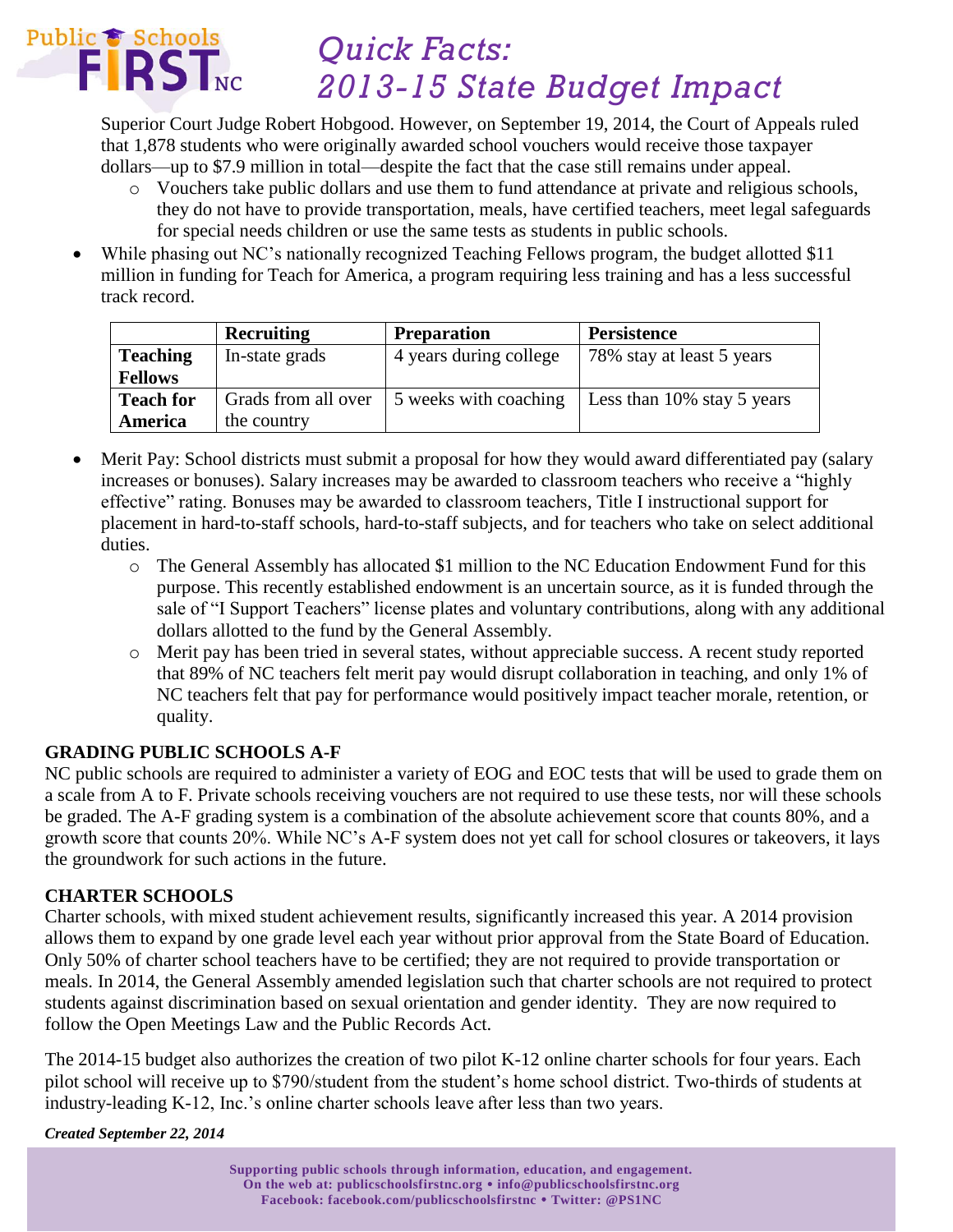Superior Court Judge Robert Hobgood. However, on September 19, 2014, the Court of Appeals ruled that 1,878 students who were originally awarded school vouchers would receive those taxpayer dollars—up to $7.9 million in total—despite the fact that the case still remains under appeal.

  - Vouchers take public dollars and use them to fund attendance at private and religious schools, they do not have to provide transportation, meals, have certified teachers, meet legal safeguards for special needs children or use the same tests as students in public schools.

- While phasing out NC's nationally recognized Teaching Fellows program, the budget allotted $11 million in funding for Teach for America, a program requiring less training and has a less successful track record.

| | Recruiting | Preparation | Persistence |
|---|---|---|---|
| **Teaching Fellows** | In-state grads | 4 years during college | 78% stay at least 5 years |
| **Teach for America** | Grads from all over the country | 5 weeks with coaching | Less than 10% stay 5 years |

- Merit Pay: School districts must submit a proposal for how they would award differentiated pay (salary increases or bonuses). Salary increases may be awarded to classroom teachers who receive a "highly effective" rating. Bonuses may be awarded to classroom teachers, Title I instructional support for placement in hard-to-staff schools, hard-to-staff subjects, and for teachers who take on select additional duties.
  - The General Assembly has allocated $1 million to the NC Education Endowment Fund for this purpose. This recently established endowment is an uncertain source, as it is funded through the sale of "I Support Teachers" license plates and voluntary contributions, along with any additional dollars allotted to the fund by the General Assembly.
  - Merit pay has been tried in several states, without appreciable success. A recent study reported that 89% of NC teachers felt merit pay would disrupt collaboration in teaching, and only 1% of NC teachers felt that pay for performance would positively impact teacher morale, retention, or quality.

## GRADING PUBLIC SCHOOLS A-F

NC public schools are required to administer a variety of EOG and EOC tests that will be used to grade them on a scale from A to F. Private schools receiving vouchers are not required to use these tests, nor will these schools be graded. The A-F grading system is a combination of the absolute achievement score that counts 80%, and a growth score that counts 20%. While NC's A-F system does not yet call for school closures or takeovers, it lays the groundwork for such actions in the future.

## CHARTER SCHOOLS

Charter schools, with mixed student achievement results, significantly increased this year. A 2014 provision allows them to expand by one grade level each year without prior approval from the State Board of Education. Only 50% of charter school teachers have to be certified; they are not required to provide transportation or meals. In 2014, the General Assembly amended legislation such that charter schools are not required to protect students against discrimination based on sexual orientation and gender identity. They are now required to follow the Open Meetings Law and the Public Records Act.

The 2014-15 budget also authorizes the creation of two pilot K-12 online charter schools for four years. Each pilot school will receive up to $790/student from the student's home school district. Two-thirds of students at industry-leading K-12, Inc.'s online charter schools leave after less than two years.

***Created September 22, 2014***

**Supporting public schools through information, education, and engagement.**
**On the web at: publicschoolsfirstnc.org • info@publicschoolsfirstnc.org**
**Facebook: facebook.com/publicschoolsfirstnc • Twitter: @PS1NC**